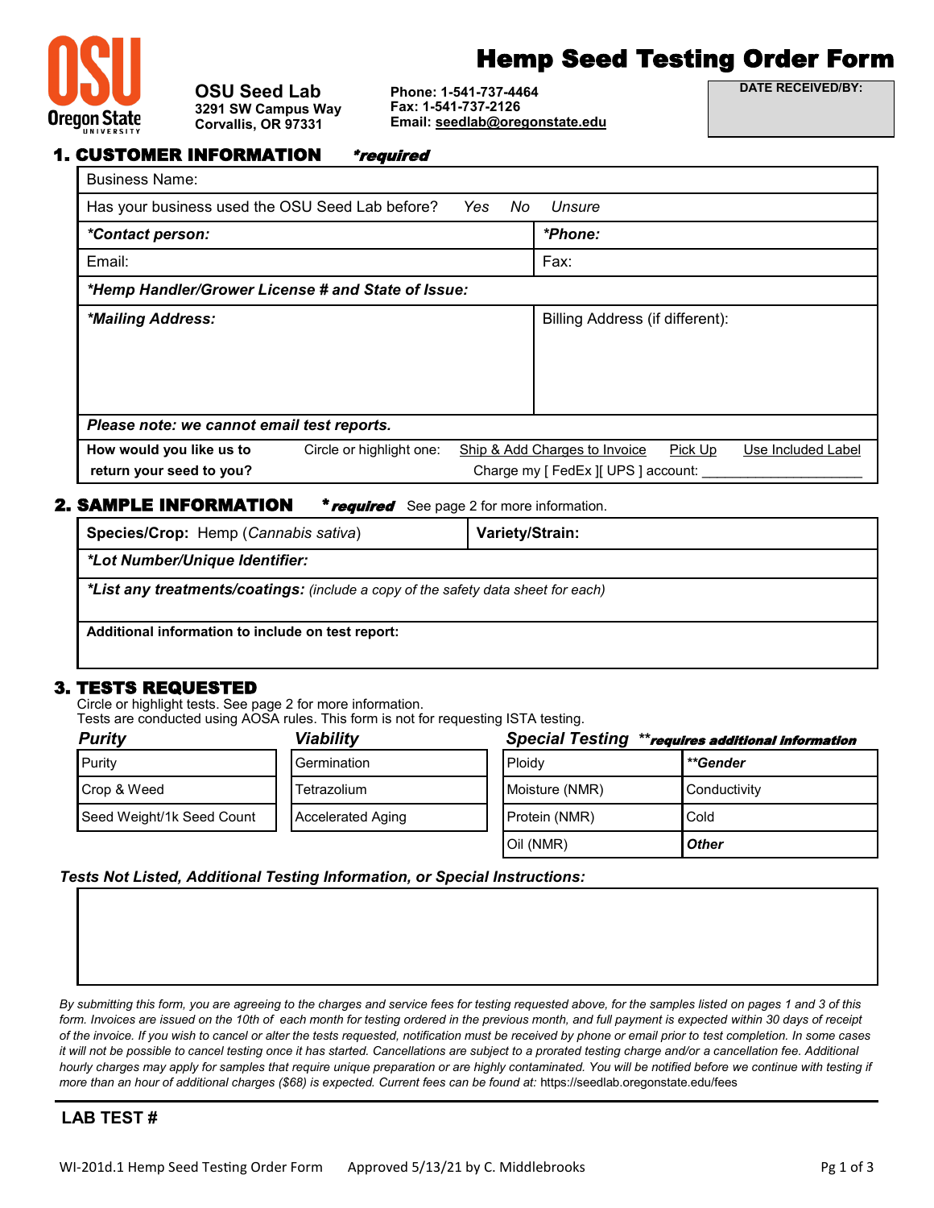# Hemp Seed Testing Order Form

**OSU Seed Lab**
**3291 SW Campus Way**
**Corvallis, OR 97331**

**Phone: 1-541-737-4464**
**Fax: 1-541-737-2126**
**Email: seedlab@oregonstate.edu**

**DATE RECEIVED/BY:**

## 1. CUSTOMER INFORMATION *\*required*

| Business Name: | |
|---|---|
| Has your business used the OSU Seed Lab before? *Yes No Unsure* | |
| ***\*Contact person:*** | ***\*Phone:*** |
| Email: | Fax: |
| ***\*Hemp Handler/Grower License # and State of Issue:*** | |
| ***\*Mailing Address:*** | Billing Address (if different): |
| ***Please note: we cannot email test reports.*** | |
| **How would you like us to return your seed to you?** Circle or highlight one: | Ship & Add Charges to Invoice / Pick Up / Use Included Label / Charge my [ FedEx ][ UPS ] account: ____________________ |

## 2. SAMPLE INFORMATION *\*required* See page 2 for more information.

| **Species/Crop:** Hemp (*Cannabis sativa*) | **Variety/Strain:** |
|---|---|
| ***\*Lot Number/Unique Identifier:*** | |
| ***\*List any treatments/coatings:*** *(include a copy of the safety data sheet for each)* | |
| **Additional information to include on test report:** | |

## 3. TESTS REQUESTED

Circle or highlight tests. See page 2 for more information.
Tests are conducted using AOSA rules. This form is not for requesting ISTA testing.

| *Purity* | *Viability* | *Special Testing* | ***\*\*requires additional information*** |
|---|---|---|---|
| Purity | Germination | Ploidy | ***\*\*Gender*** |
| Crop & Weed | Tetrazolium | Moisture (NMR) | Conductivity |
| Seed Weight/1k Seed Count | Accelerated Aging | Protein (NMR) | Cold |
| | | Oil (NMR) | ***Other*** |

***Tests Not Listed, Additional Testing Information, or Special Instructions:***

*By submitting this form, you are agreeing to the charges and service fees for testing requested above, for the samples listed on pages 1 and 3 of this form. Invoices are issued on the 10th of each month for testing ordered in the previous month, and full payment is expected within 30 days of receipt of the invoice. If you wish to cancel or alter the tests requested, notification must be received by phone or email prior to test completion. In some cases it will not be possible to cancel testing once it has started. Cancellations are subject to a prorated testing charge and/or a cancellation fee. Additional hourly charges may apply for samples that require unique preparation or are highly contaminated. You will be notified before we continue with testing if more than an hour of additional charges ($68) is expected. Current fees can be found at:* https://seedlab.oregonstate.edu/fees

**LAB TEST #**

WI-201d.1 Hemp Seed Testing Order Form Approved 5/13/21 by C. Middlebrooks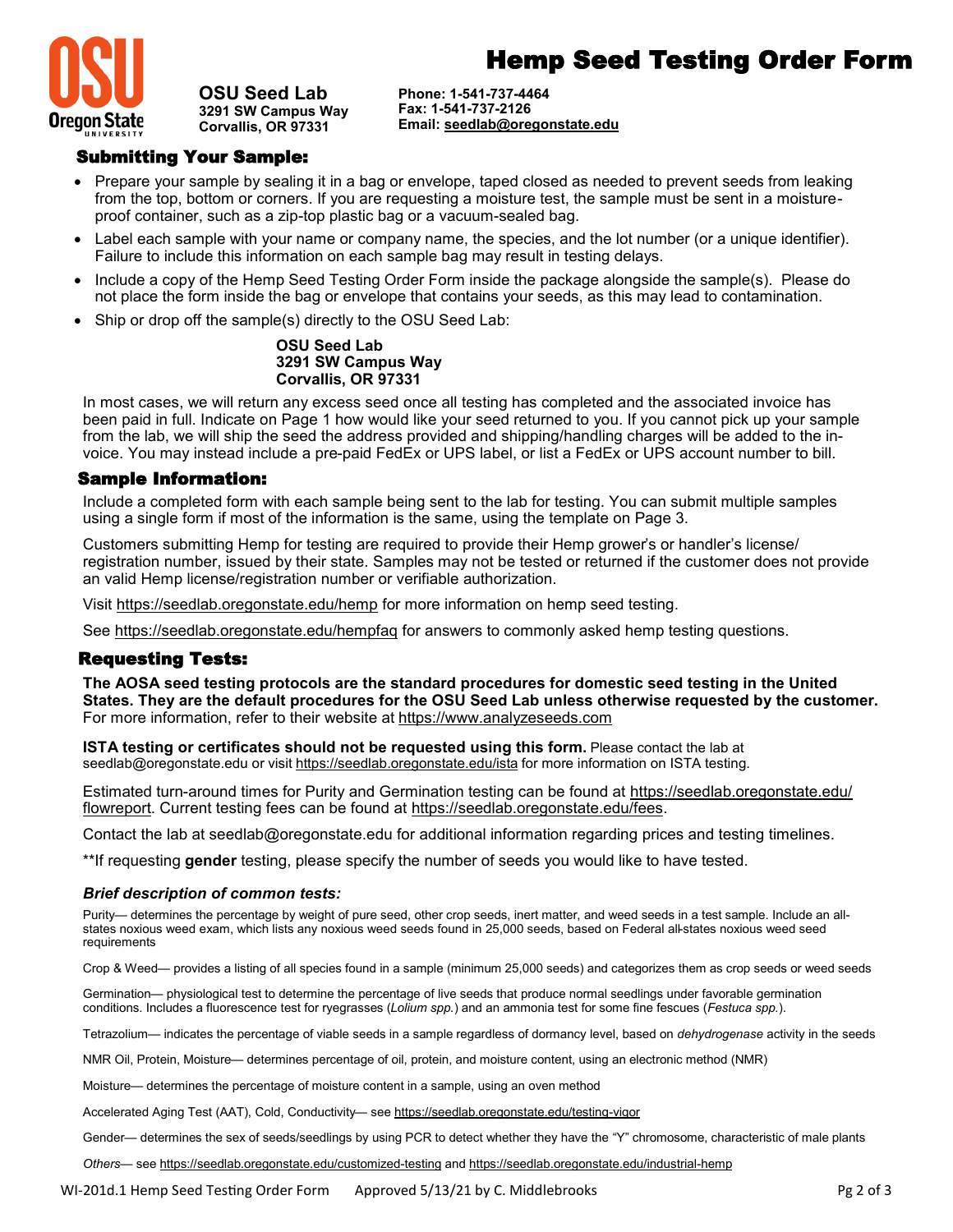# Hemp Seed Testing Order Form

**OSU Seed Lab**
**3291 SW Campus Way**
**Corvallis, OR 97331**

**Phone: 1-541-737-4464**
**Fax: 1-541-737-2126**
**Email: seedlab@oregonstate.edu**

## Submitting Your Sample:

- Prepare your sample by sealing it in a bag or envelope, taped closed as needed to prevent seeds from leaking from the top, bottom or corners. If you are requesting a moisture test, the sample must be sent in a moisture-proof container, such as a zip-top plastic bag or a vacuum-sealed bag.
- Label each sample with your name or company name, the species, and the lot number (or a unique identifier). Failure to include this information on each sample bag may result in testing delays.
- Include a copy of the Hemp Seed Testing Order Form inside the package alongside the sample(s). Please do not place the form inside the bag or envelope that contains your seeds, as this may lead to contamination.
- Ship or drop off the sample(s) directly to the OSU Seed Lab:

**OSU Seed Lab**
**3291 SW Campus Way**
**Corvallis, OR 97331**

In most cases, we will return any excess seed once all testing has completed and the associated invoice has been paid in full. Indicate on Page 1 how would like your seed returned to you. If you cannot pick up your sample from the lab, we will ship the seed the address provided and shipping/handling charges will be added to the invoice. You may instead include a pre-paid FedEx or UPS label, or list a FedEx or UPS account number to bill.

## Sample Information:

Include a completed form with each sample being sent to the lab for testing. You can submit multiple samples using a single form if most of the information is the same, using the template on Page 3.

Customers submitting Hemp for testing are required to provide their Hemp grower's or handler's license/registration number, issued by their state. Samples may not be tested or returned if the customer does not provide an valid Hemp license/registration number or verifiable authorization.

Visit https://seedlab.oregonstate.edu/hemp for more information on hemp seed testing.

See https://seedlab.oregonstate.edu/hempfaq for answers to commonly asked hemp testing questions.

## Requesting Tests:

**The AOSA seed testing protocols are the standard procedures for domestic seed testing in the United States. They are the default procedures for the OSU Seed Lab unless otherwise requested by the customer.** For more information, refer to their website at https://www.analyzeseeds.com

**ISTA testing or certificates should not be requested using this form.** Please contact the lab at seedlab@oregonstate.edu or visit https://seedlab.oregonstate.edu/ista for more information on ISTA testing.

Estimated turn-around times for Purity and Germination testing can be found at https://seedlab.oregonstate.edu/flowreport. Current testing fees can be found at https://seedlab.oregonstate.edu/fees.

Contact the lab at seedlab@oregonstate.edu for additional information regarding prices and testing timelines.

**If requesting **gender** testing, please specify the number of seeds you would like to have tested.

### *Brief description of common tests:*

Purity— determines the percentage by weight of pure seed, other crop seeds, inert matter, and weed seeds in a test sample. Include an all-states noxious weed exam, which lists any noxious weed seeds found in 25,000 seeds, based on Federal all-states noxious weed seed requirements

Crop & Weed— provides a listing of all species found in a sample (minimum 25,000 seeds) and categorizes them as crop seeds or weed seeds

Germination— physiological test to determine the percentage of live seeds that produce normal seedlings under favorable germination conditions. Includes a fluorescence test for ryegrasses (*Lolium spp.*) and an ammonia test for some fine fescues (*Festuca spp.*).

Tetrazolium— indicates the percentage of viable seeds in a sample regardless of dormancy level, based on *dehydrogenase* activity in the seeds

NMR Oil, Protein, Moisture— determines percentage of oil, protein, and moisture content, using an electronic method (NMR)

Moisture— determines the percentage of moisture content in a sample, using an oven method

Accelerated Aging Test (AAT), Cold, Conductivity— see https://seedlab.oregonstate.edu/testing-vigor

Gender— determines the sex of seeds/seedlings by using PCR to detect whether they have the "Y" chromosome, characteristic of male plants

*Others*— see https://seedlab.oregonstate.edu/customized-testing and https://seedlab.oregonstate.edu/industrial-hemp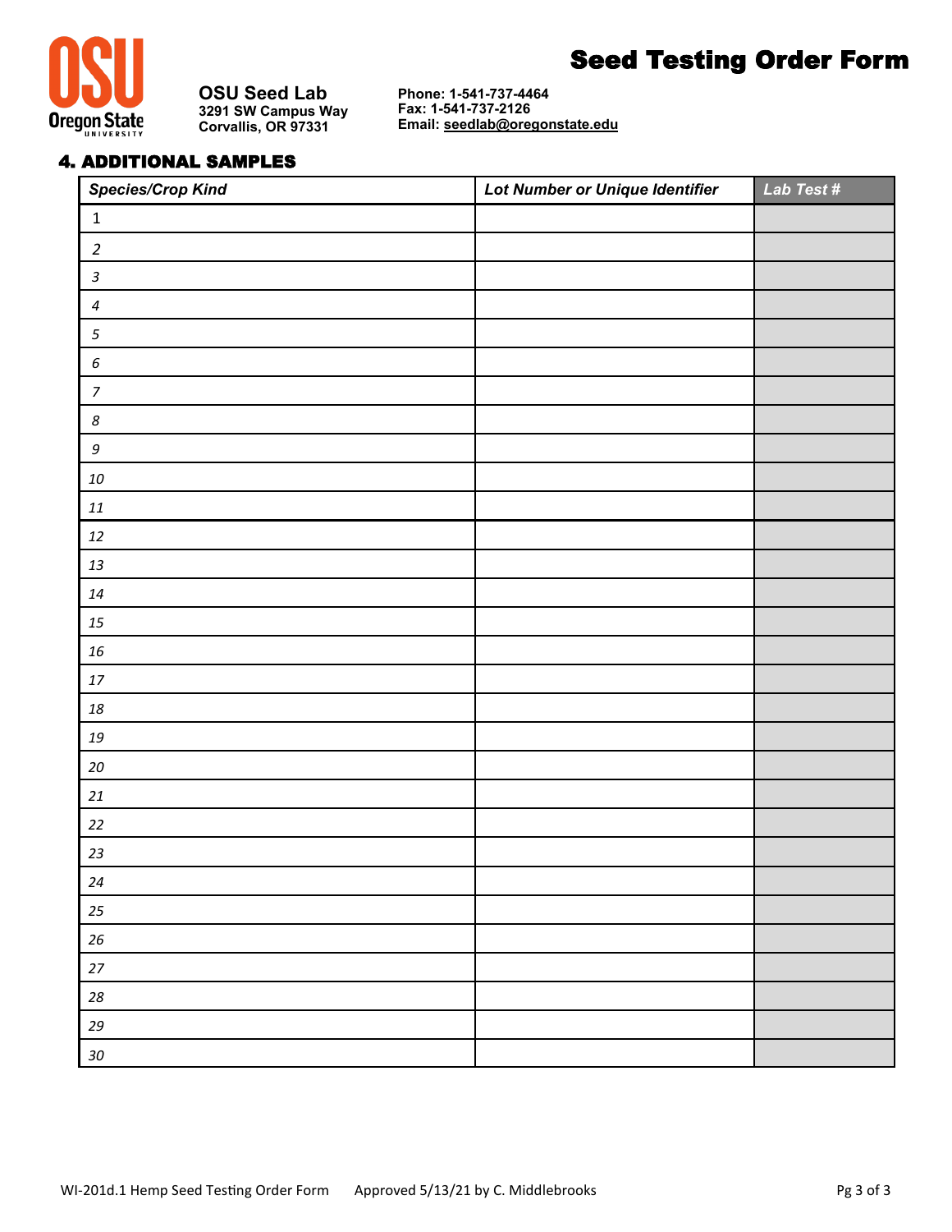# Seed Testing Order Form

**OSU Seed Lab**
**3291 SW Campus Way**
**Corvallis, OR 97331**

**Phone: 1-541-737-4464**
**Fax: 1-541-737-2126**
**Email: seedlab@oregonstate.edu**

## 4. ADDITIONAL SAMPLES

| *Species/Crop Kind* | *Lot Number or Unique Identifier* | *Lab Test #* |
|---|---|---|
| 1 | | |
| 2 | | |
| 3 | | |
| 4 | | |
| 5 | | |
| 6 | | |
| 7 | | |
| 8 | | |
| 9 | | |
| 10 | | |
| 11 | | |
| 12 | | |
| 13 | | |
| 14 | | |
| 15 | | |
| 16 | | |
| 17 | | |
| 18 | | |
| 19 | | |
| 20 | | |
| 21 | | |
| 22 | | |
| 23 | | |
| 24 | | |
| 25 | | |
| 26 | | |
| 27 | | |
| 28 | | |
| 29 | | |
| 30 | | |

WI-201d.1 Hemp Seed Testing Order Form Approved 5/13/21 by C. Middlebrooks